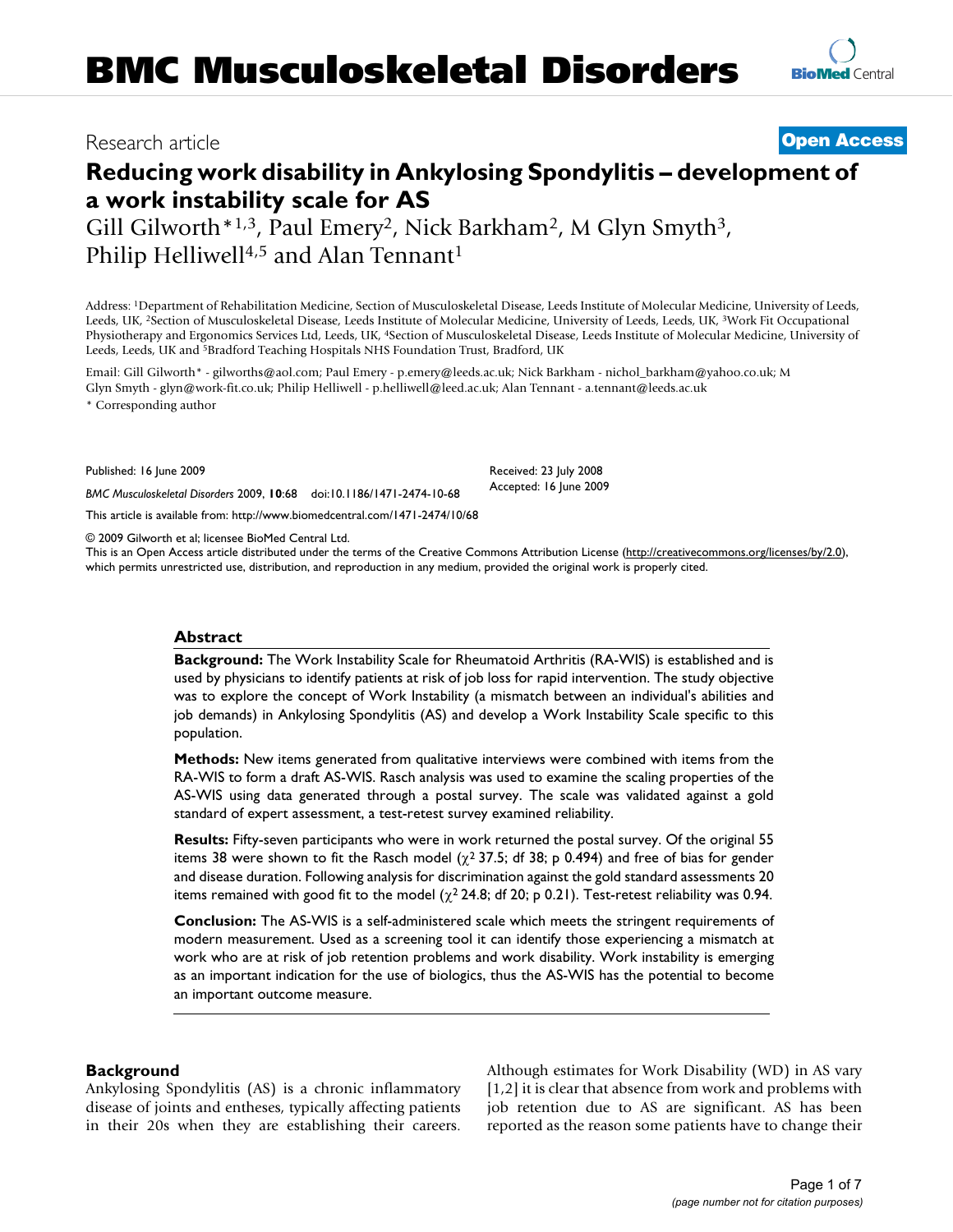Research article

**Open Access**

# Reducing work disability in Ankylosing Spondylitis – development of a work instability scale for AS

Gill Gilworth*[1,3], Paul Emery[2], Nick Barkham[2], M Glyn Smyth[3], Philip Helliwell[4,5] and Alan Tennant[1]

Address: [1]Department of Rehabilitation Medicine, Section of Musculoskeletal Disease, Leeds Institute of Molecular Medicine, University of Leeds, Leeds, UK, [2]Section of Musculoskeletal Disease, Leeds Institute of Molecular Medicine, University of Leeds, Leeds, UK, [3]Work Fit Occupational Physiotherapy and Ergonomics Services Ltd, Leeds, UK, [4]Section of Musculoskeletal Disease, Leeds Institute of Molecular Medicine, University of Leeds, Leeds, UK and [5]Bradford Teaching Hospitals NHS Foundation Trust, Bradford, UK

Email: Gill Gilworth* - gilworths@aol.com; Paul Emery - p.emery@leeds.ac.uk; Nick Barkham - nichol_barkham@yahoo.co.uk; M Glyn Smyth - glyn@work-fit.co.uk; Philip Helliwell - p.helliwell@leed.ac.uk; Alan Tennant - a.tennant@leeds.ac.uk

* Corresponding author

Published: 16 June 2009

*BMC Musculoskeletal Disorders* 2009, **10**:68 doi:10.1186/1471-2474-10-68

Received: 23 July 2008
Accepted: 16 June 2009

This article is available from: http://www.biomedcentral.com/1471-2474/10/68

© 2009 Gilworth et al; licensee BioMed Central Ltd.
This is an Open Access article distributed under the terms of the Creative Commons Attribution License (http://creativecommons.org/licenses/by/2.0), which permits unrestricted use, distribution, and reproduction in any medium, provided the original work is properly cited.

## Abstract

**Background:** The Work Instability Scale for Rheumatoid Arthritis (RA-WIS) is established and is used by physicians to identify patients at risk of job loss for rapid intervention. The study objective was to explore the concept of Work Instability (a mismatch between an individual's abilities and job demands) in Ankylosing Spondylitis (AS) and develop a Work Instability Scale specific to this population.

**Methods:** New items generated from qualitative interviews were combined with items from the RA-WIS to form a draft AS-WIS. Rasch analysis was used to examine the scaling properties of the AS-WIS using data generated through a postal survey. The scale was validated against a gold standard of expert assessment, a test-retest survey examined reliability.

**Results:** Fifty-seven participants who were in work returned the postal survey. Of the original 55 items 38 were shown to fit the Rasch model ($\chi^2$ 37.5; df 38; p 0.494) and free of bias for gender and disease duration. Following analysis for discrimination against the gold standard assessments 20 items remained with good fit to the model ($\chi^2$ 24.8; df 20; p 0.21). Test-retest reliability was 0.94.

**Conclusion:** The AS-WIS is a self-administered scale which meets the stringent requirements of modern measurement. Used as a screening tool it can identify those experiencing a mismatch at work who are at risk of job retention problems and work disability. Work instability is emerging as an important indication for the use of biologics, thus the AS-WIS has the potential to become an important outcome measure.

## Background

Ankylosing Spondylitis (AS) is a chronic inflammatory disease of joints and entheses, typically affecting patients in their 20s when they are establishing their careers. Although estimates for Work Disability (WD) in AS vary [1,2] it is clear that absence from work and problems with job retention due to AS are significant. AS has been reported as the reason some patients have to change their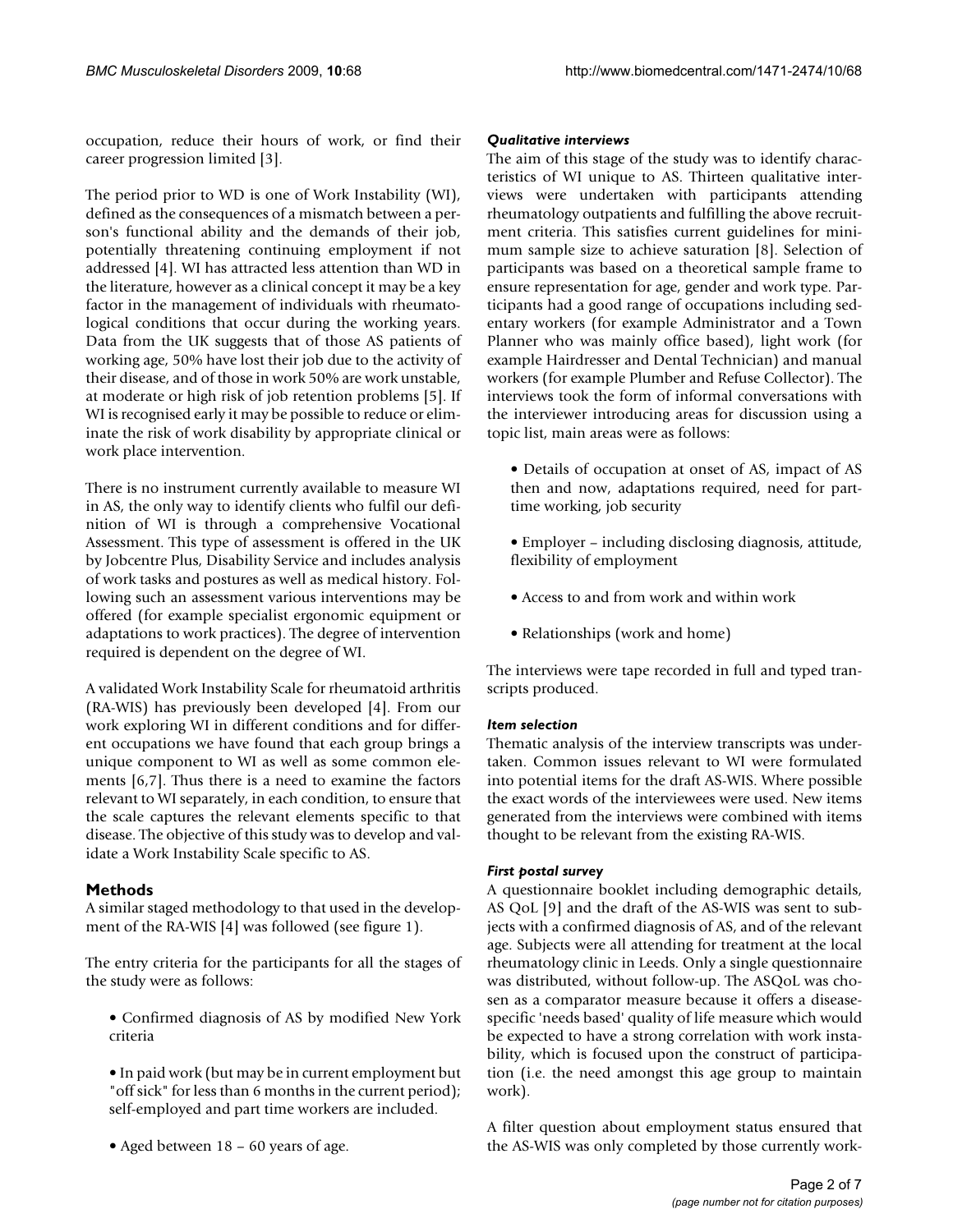occupation, reduce their hours of work, or find their career progression limited [3].

The period prior to WD is one of Work Instability (WI), defined as the consequences of a mismatch between a person's functional ability and the demands of their job, potentially threatening continuing employment if not addressed [4]. WI has attracted less attention than WD in the literature, however as a clinical concept it may be a key factor in the management of individuals with rheumatological conditions that occur during the working years. Data from the UK suggests that of those AS patients of working age, 50% have lost their job due to the activity of their disease, and of those in work 50% are work unstable, at moderate or high risk of job retention problems [5]. If WI is recognised early it may be possible to reduce or eliminate the risk of work disability by appropriate clinical or work place intervention.

There is no instrument currently available to measure WI in AS, the only way to identify clients who fulfil our definition of WI is through a comprehensive Vocational Assessment. This type of assessment is offered in the UK by Jobcentre Plus, Disability Service and includes analysis of work tasks and postures as well as medical history. Following such an assessment various interventions may be offered (for example specialist ergonomic equipment or adaptations to work practices). The degree of intervention required is dependent on the degree of WI.

A validated Work Instability Scale for rheumatoid arthritis (RA-WIS) has previously been developed [4]. From our work exploring WI in different conditions and for different occupations we have found that each group brings a unique component to WI as well as some common elements [6,7]. Thus there is a need to examine the factors relevant to WI separately, in each condition, to ensure that the scale captures the relevant elements specific to that disease. The objective of this study was to develop and validate a Work Instability Scale specific to AS.

## Methods

A similar staged methodology to that used in the development of the RA-WIS [4] was followed (see figure 1).

The entry criteria for the participants for all the stages of the study were as follows:

- Confirmed diagnosis of AS by modified New York criteria
- In paid work (but may be in current employment but "off sick" for less than 6 months in the current period); self-employed and part time workers are included.
- Aged between 18 – 60 years of age.

### *Qualitative interviews*

The aim of this stage of the study was to identify characteristics of WI unique to AS. Thirteen qualitative interviews were undertaken with participants attending rheumatology outpatients and fulfilling the above recruitment criteria. This satisfies current guidelines for minimum sample size to achieve saturation [8]. Selection of participants was based on a theoretical sample frame to ensure representation for age, gender and work type. Participants had a good range of occupations including sedentary workers (for example Administrator and a Town Planner who was mainly office based), light work (for example Hairdresser and Dental Technician) and manual workers (for example Plumber and Refuse Collector). The interviews took the form of informal conversations with the interviewer introducing areas for discussion using a topic list, main areas were as follows:

- Details of occupation at onset of AS, impact of AS then and now, adaptations required, need for part-time working, job security
- Employer – including disclosing diagnosis, attitude, flexibility of employment
- Access to and from work and within work
- Relationships (work and home)

The interviews were tape recorded in full and typed transcripts produced.

### *Item selection*

Thematic analysis of the interview transcripts was undertaken. Common issues relevant to WI were formulated into potential items for the draft AS-WIS. Where possible the exact words of the interviewees were used. New items generated from the interviews were combined with items thought to be relevant from the existing RA-WIS.

### *First postal survey*

A questionnaire booklet including demographic details, AS QoL [9] and the draft of the AS-WIS was sent to subjects with a confirmed diagnosis of AS, and of the relevant age. Subjects were all attending for treatment at the local rheumatology clinic in Leeds. Only a single questionnaire was distributed, without follow-up. The ASQoL was chosen as a comparator measure because it offers a disease-specific 'needs based' quality of life measure which would be expected to have a strong correlation with work instability, which is focused upon the construct of participation (i.e. the need amongst this age group to maintain work).

A filter question about employment status ensured that the AS-WIS was only completed by those currently work-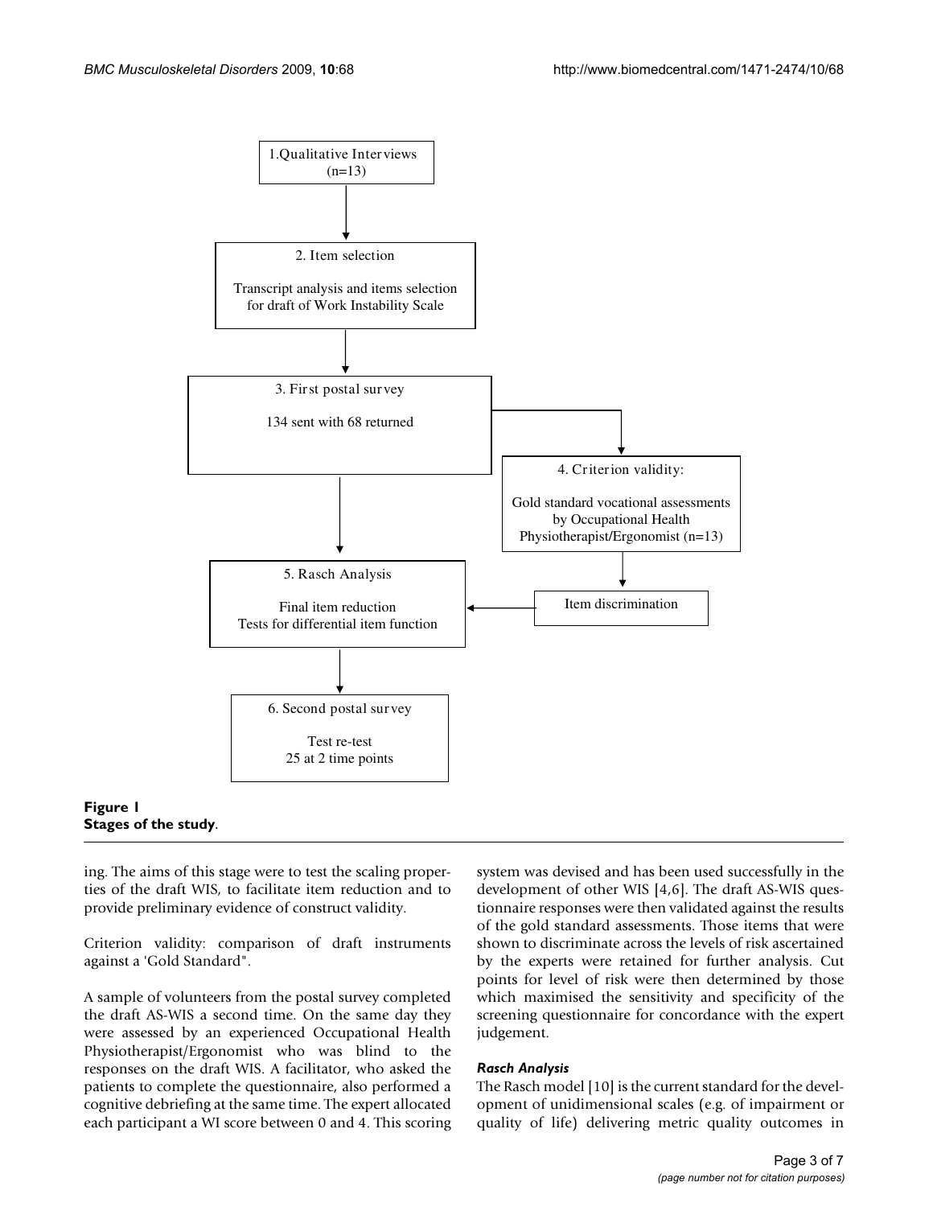1.Qualitative Interviews (n=13)

2. Item selection

Transcript analysis and items selection for draft of Work Instability Scale

3. First postal survey

134 sent with 68 returned

4. Criterion validity:

Gold standard vocational assessments by Occupational Health Physiotherapist/Ergonomist (n=13)

Item discrimination

5. Rasch Analysis

Final item reduction
Tests for differential item function

6. Second postal survey

Test re-test
25 at 2 time points

**Figure 1**
**Stages of the study**.

ing. The aims of this stage were to test the scaling properties of the draft WIS, to facilitate item reduction and to provide preliminary evidence of construct validity.

Criterion validity: comparison of draft instruments against a 'Gold Standard".

A sample of volunteers from the postal survey completed the draft AS-WIS a second time. On the same day they were assessed by an experienced Occupational Health Physiotherapist/Ergonomist who was blind to the responses on the draft WIS. A facilitator, who asked the patients to complete the questionnaire, also performed a cognitive debriefing at the same time. The expert allocated each participant a WI score between 0 and 4. This scoring system was devised and has been used successfully in the development of other WIS [4,6]. The draft AS-WIS questionnaire responses were then validated against the results of the gold standard assessments. Those items that were shown to discriminate across the levels of risk ascertained by the experts were retained for further analysis. Cut points for level of risk were then determined by those which maximised the sensitivity and specificity of the screening questionnaire for concordance with the expert judgement.

### *Rasch Analysis*

The Rasch model [10] is the current standard for the development of unidimensional scales (e.g. of impairment or quality of life) delivering metric quality outcomes in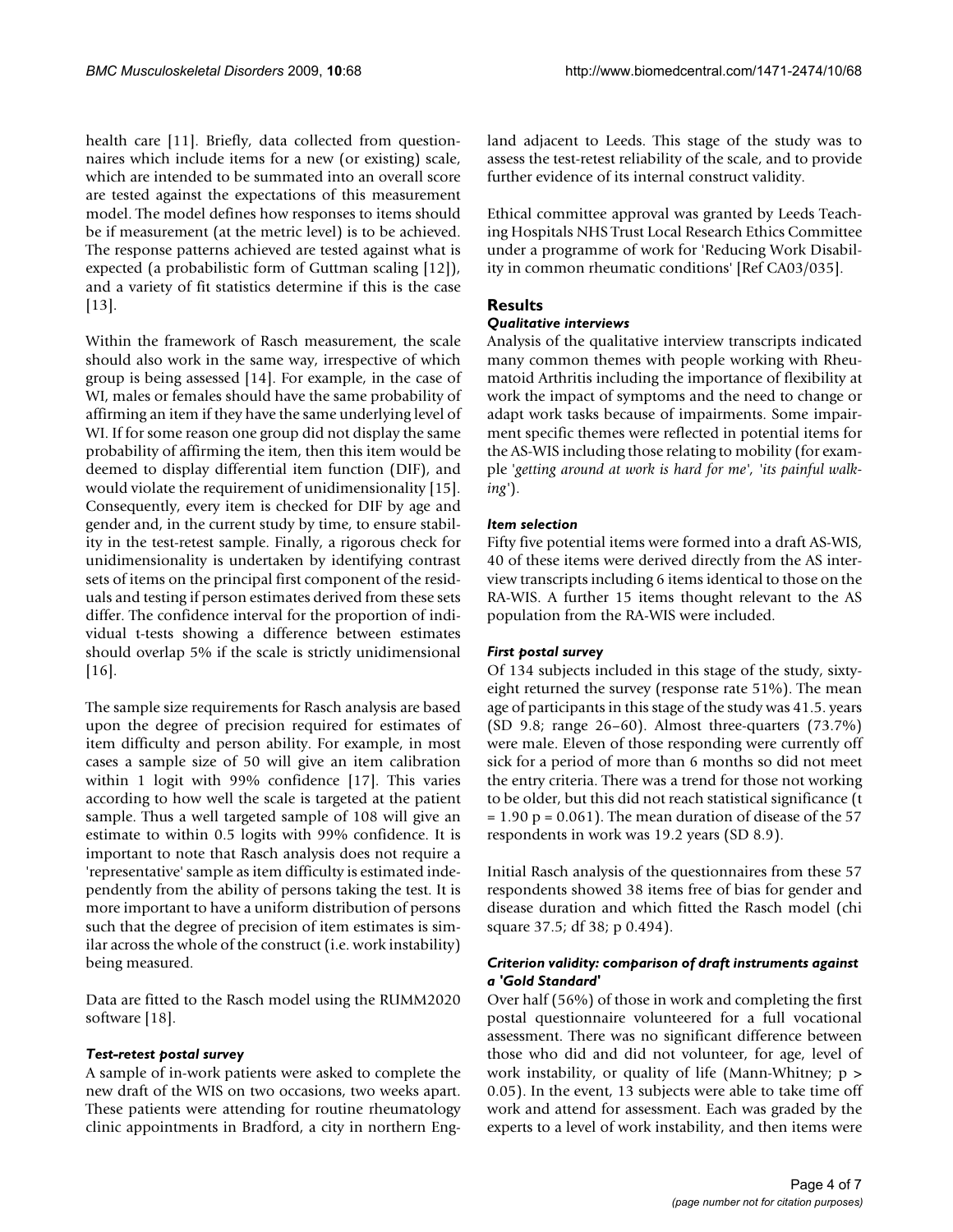health care [11]. Briefly, data collected from questionnaires which include items for a new (or existing) scale, which are intended to be summated into an overall score are tested against the expectations of this measurement model. The model defines how responses to items should be if measurement (at the metric level) is to be achieved. The response patterns achieved are tested against what is expected (a probabilistic form of Guttman scaling [12]), and a variety of fit statistics determine if this is the case [13].

Within the framework of Rasch measurement, the scale should also work in the same way, irrespective of which group is being assessed [14]. For example, in the case of WI, males or females should have the same probability of affirming an item if they have the same underlying level of WI. If for some reason one group did not display the same probability of affirming the item, then this item would be deemed to display differential item function (DIF), and would violate the requirement of unidimensionality [15]. Consequently, every item is checked for DIF by age and gender and, in the current study by time, to ensure stability in the test-retest sample. Finally, a rigorous check for unidimensionality is undertaken by identifying contrast sets of items on the principal first component of the residuals and testing if person estimates derived from these sets differ. The confidence interval for the proportion of individual t-tests showing a difference between estimates should overlap 5% if the scale is strictly unidimensional [16].

The sample size requirements for Rasch analysis are based upon the degree of precision required for estimates of item difficulty and person ability. For example, in most cases a sample size of 50 will give an item calibration within 1 logit with 99% confidence [17]. This varies according to how well the scale is targeted at the patient sample. Thus a well targeted sample of 108 will give an estimate to within 0.5 logits with 99% confidence. It is important to note that Rasch analysis does not require a 'representative' sample as item difficulty is estimated independently from the ability of persons taking the test. It is more important to have a uniform distribution of persons such that the degree of precision of item estimates is similar across the whole of the construct (i.e. work instability) being measured.

Data are fitted to the Rasch model using the RUMM2020 software [18].

### *Test-retest postal survey*

A sample of in-work patients were asked to complete the new draft of the WIS on two occasions, two weeks apart. These patients were attending for routine rheumatology clinic appointments in Bradford, a city in northern England adjacent to Leeds. This stage of the study was to assess the test-retest reliability of the scale, and to provide further evidence of its internal construct validity.

Ethical committee approval was granted by Leeds Teaching Hospitals NHS Trust Local Research Ethics Committee under a programme of work for 'Reducing Work Disability in common rheumatic conditions' [Ref CA03/035].

## Results

### *Qualitative interviews*

Analysis of the qualitative interview transcripts indicated many common themes with people working with Rheumatoid Arthritis including the importance of flexibility at work the impact of symptoms and the need to change or adapt work tasks because of impairments. Some impairment specific themes were reflected in potential items for the AS-WIS including those relating to mobility (for example '*getting around at work is hard for me*', '*its painful walking*').

### *Item selection*

Fifty five potential items were formed into a draft AS-WIS, 40 of these items were derived directly from the AS interview transcripts including 6 items identical to those on the RA-WIS. A further 15 items thought relevant to the AS population from the RA-WIS were included.

### *First postal survey*

Of 134 subjects included in this stage of the study, sixty-eight returned the survey (response rate 51%). The mean age of participants in this stage of the study was 41.5. years (SD 9.8; range 26–60). Almost three-quarters (73.7%) were male. Eleven of those responding were currently off sick for a period of more than 6 months so did not meet the entry criteria. There was a trend for those not working to be older, but this did not reach statistical significance ($t = 1.90$ $p = 0.061$). The mean duration of disease of the 57 respondents in work was 19.2 years (SD 8.9).

Initial Rasch analysis of the questionnaires from these 57 respondents showed 38 items free of bias for gender and disease duration and which fitted the Rasch model (chi square 37.5; df 38; p 0.494).

### *Criterion validity: comparison of draft instruments against a 'Gold Standard'*

Over half (56%) of those in work and completing the first postal questionnaire volunteered for a full vocational assessment. There was no significant difference between those who did and did not volunteer, for age, level of work instability, or quality of life (Mann-Whitney; $p > 0.05$). In the event, 13 subjects were able to take time off work and attend for assessment. Each was graded by the experts to a level of work instability, and then items were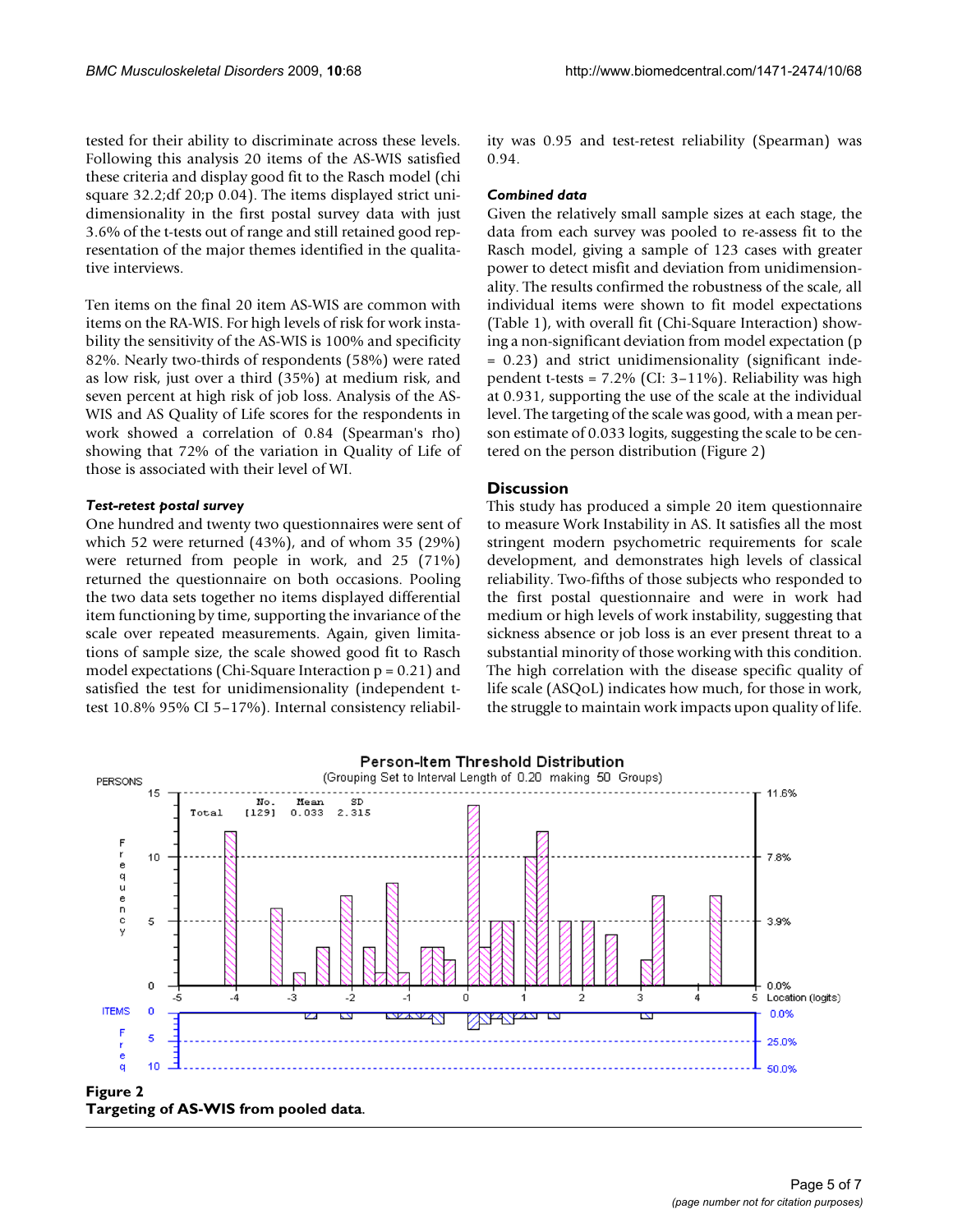tested for their ability to discriminate across these levels. Following this analysis 20 items of the AS-WIS satisfied these criteria and display good fit to the Rasch model (chi square 32.2;df 20;p 0.04). The items displayed strict unidimensionality in the first postal survey data with just 3.6% of the t-tests out of range and still retained good representation of the major themes identified in the qualitative interviews.

Ten items on the final 20 item AS-WIS are common with items on the RA-WIS. For high levels of risk for work instability the sensitivity of the AS-WIS is 100% and specificity 82%. Nearly two-thirds of respondents (58%) were rated as low risk, just over a third (35%) at medium risk, and seven percent at high risk of job loss. Analysis of the AS-WIS and AS Quality of Life scores for the respondents in work showed a correlation of 0.84 (Spearman's rho) showing that 72% of the variation in Quality of Life of those is associated with their level of WI.

### *Test-retest postal survey*

One hundred and twenty two questionnaires were sent of which 52 were returned (43%), and of whom 35 (29%) were returned from people in work, and 25 (71%) returned the questionnaire on both occasions. Pooling the two data sets together no items displayed differential item functioning by time, supporting the invariance of the scale over repeated measurements. Again, given limitations of sample size, the scale showed good fit to Rasch model expectations (Chi-Square Interaction p = 0.21) and satisfied the test for unidimensionality (independent t-test 10.8% 95% CI 5–17%). Internal consistency reliability was 0.95 and test-retest reliability (Spearman) was 0.94.

### *Combined data*

Given the relatively small sample sizes at each stage, the data from each survey was pooled to re-assess fit to the Rasch model, giving a sample of 123 cases with greater power to detect misfit and deviation from unidimensionality. The results confirmed the robustness of the scale, all individual items were shown to fit model expectations (Table 1), with overall fit (Chi-Square Interaction) showing a non-significant deviation from model expectation (p = 0.23) and strict unidimensionality (significant independent t-tests = 7.2% (CI: 3–11%). Reliability was high at 0.931, supporting the use of the scale at the individual level. The targeting of the scale was good, with a mean person estimate of 0.033 logits, suggesting the scale to be centered on the person distribution (Figure 2)

## Discussion

This study has produced a simple 20 item questionnaire to measure Work Instability in AS. It satisfies all the most stringent modern psychometric requirements for scale development, and demonstrates high levels of classical reliability. Two-fifths of those subjects who responded to the first postal questionnaire and were in work had medium or high levels of work instability, suggesting that sickness absence or job loss is an ever present threat to a substantial minority of those working with this condition. The high correlation with the disease specific quality of life scale (ASQoL) indicates how much, for those in work, the struggle to maintain work impacts upon quality of life.

**Figure 2**
**Targeting of AS-WIS from pooled data**.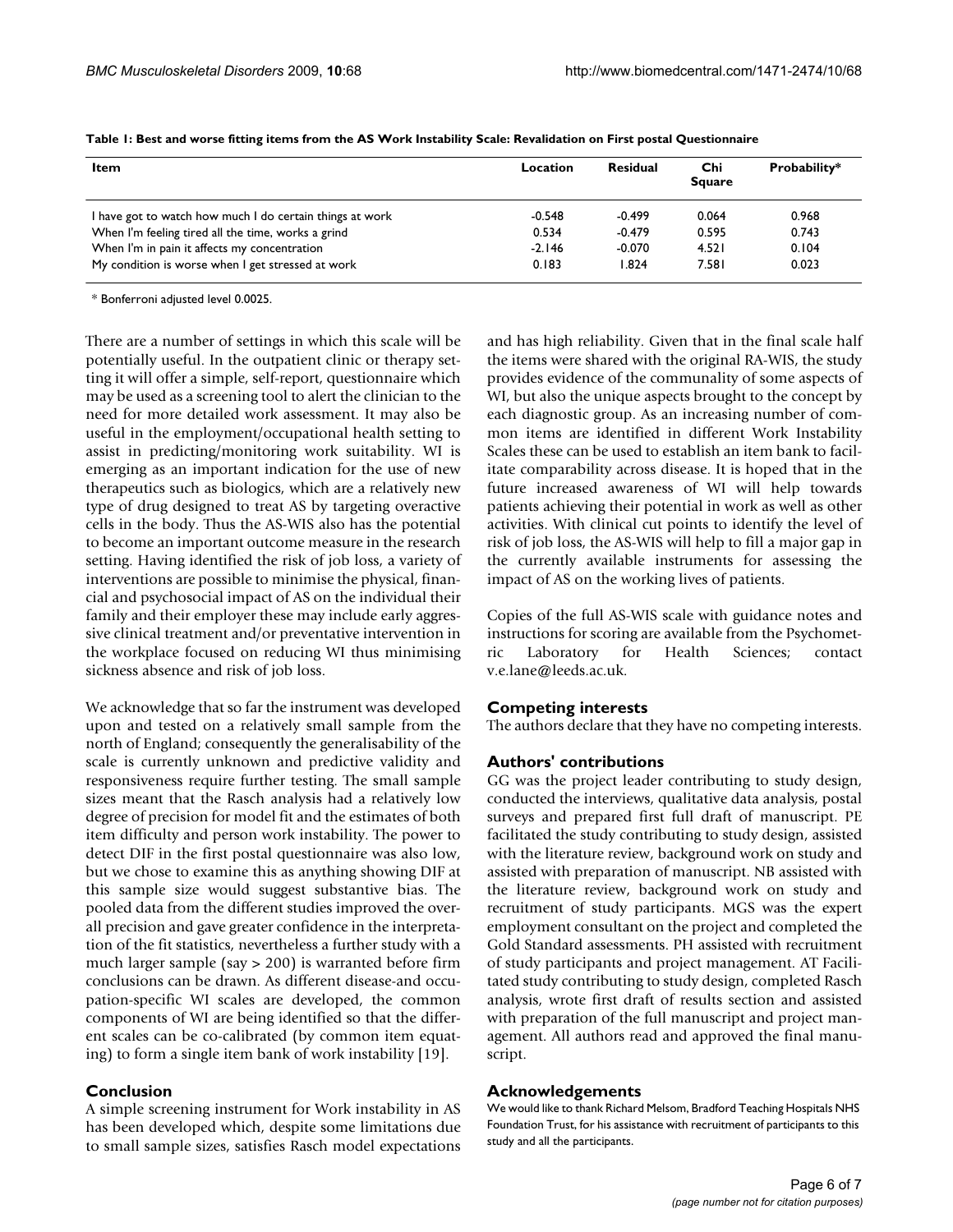**Table 1: Best and worse fitting items from the AS Work Instability Scale: Revalidation on First postal Questionnaire**

| Item | Location | Residual | Chi Square | Probability* |
| --- | --- | --- | --- | --- |
| I have got to watch how much I do certain things at work | -0.548 | -0.499 | 0.064 | 0.968 |
| When I'm feeling tired all the time, works a grind | 0.534 | -0.479 | 0.595 | 0.743 |
| When I'm in pain it affects my concentration | -2.146 | -0.070 | 4.521 | 0.104 |
| My condition is worse when I get stressed at work | 0.183 | 1.824 | 7.581 | 0.023 |

\* Bonferroni adjusted level 0.0025.

There are a number of settings in which this scale will be potentially useful. In the outpatient clinic or therapy setting it will offer a simple, self-report, questionnaire which may be used as a screening tool to alert the clinician to the need for more detailed work assessment. It may also be useful in the employment/occupational health setting to assist in predicting/monitoring work suitability. WI is emerging as an important indication for the use of new therapeutics such as biologics, which are a relatively new type of drug designed to treat AS by targeting overactive cells in the body. Thus the AS-WIS also has the potential to become an important outcome measure in the research setting. Having identified the risk of job loss, a variety of interventions are possible to minimise the physical, financial and psychosocial impact of AS on the individual their family and their employer these may include early aggressive clinical treatment and/or preventative intervention in the workplace focused on reducing WI thus minimising sickness absence and risk of job loss.

We acknowledge that so far the instrument was developed upon and tested on a relatively small sample from the north of England; consequently the generalisability of the scale is currently unknown and predictive validity and responsiveness require further testing. The small sample sizes meant that the Rasch analysis had a relatively low degree of precision for model fit and the estimates of both item difficulty and person work instability. The power to detect DIF in the first postal questionnaire was also low, but we chose to examine this as anything showing DIF at this sample size would suggest substantive bias. The pooled data from the different studies improved the overall precision and gave greater confidence in the interpretation of the fit statistics, nevertheless a further study with a much larger sample (say > 200) is warranted before firm conclusions can be drawn. As different disease-and occupation-specific WI scales are developed, the common components of WI are being identified so that the different scales can be co-calibrated (by common item equating) to form a single item bank of work instability [19].

## Conclusion

A simple screening instrument for Work instability in AS has been developed which, despite some limitations due to small sample sizes, satisfies Rasch model expectations and has high reliability. Given that in the final scale half the items were shared with the original RA-WIS, the study provides evidence of the communality of some aspects of WI, but also the unique aspects brought to the concept by each diagnostic group. As an increasing number of common items are identified in different Work Instability Scales these can be used to establish an item bank to facilitate comparability across disease. It is hoped that in the future increased awareness of WI will help towards patients achieving their potential in work as well as other activities. With clinical cut points to identify the level of risk of job loss, the AS-WIS will help to fill a major gap in the currently available instruments for assessing the impact of AS on the working lives of patients.

Copies of the full AS-WIS scale with guidance notes and instructions for scoring are available from the Psychometric Laboratory for Health Sciences; contact v.e.lane@leeds.ac.uk.

## Competing interests

The authors declare that they have no competing interests.

## Authors' contributions

GG was the project leader contributing to study design, conducted the interviews, qualitative data analysis, postal surveys and prepared first full draft of manuscript. PE facilitated the study contributing to study design, assisted with the literature review, background work on study and assisted with preparation of manuscript. NB assisted with the literature review, background work on study and recruitment of study participants. MGS was the expert employment consultant on the project and completed the Gold Standard assessments. PH assisted with recruitment of study participants and project management. AT Facilitated study contributing to study design, completed Rasch analysis, wrote first draft of results section and assisted with preparation of the full manuscript and project management. All authors read and approved the final manuscript.

## Acknowledgements

We would like to thank Richard Melsom, Bradford Teaching Hospitals NHS Foundation Trust, for his assistance with recruitment of participants to this study and all the participants.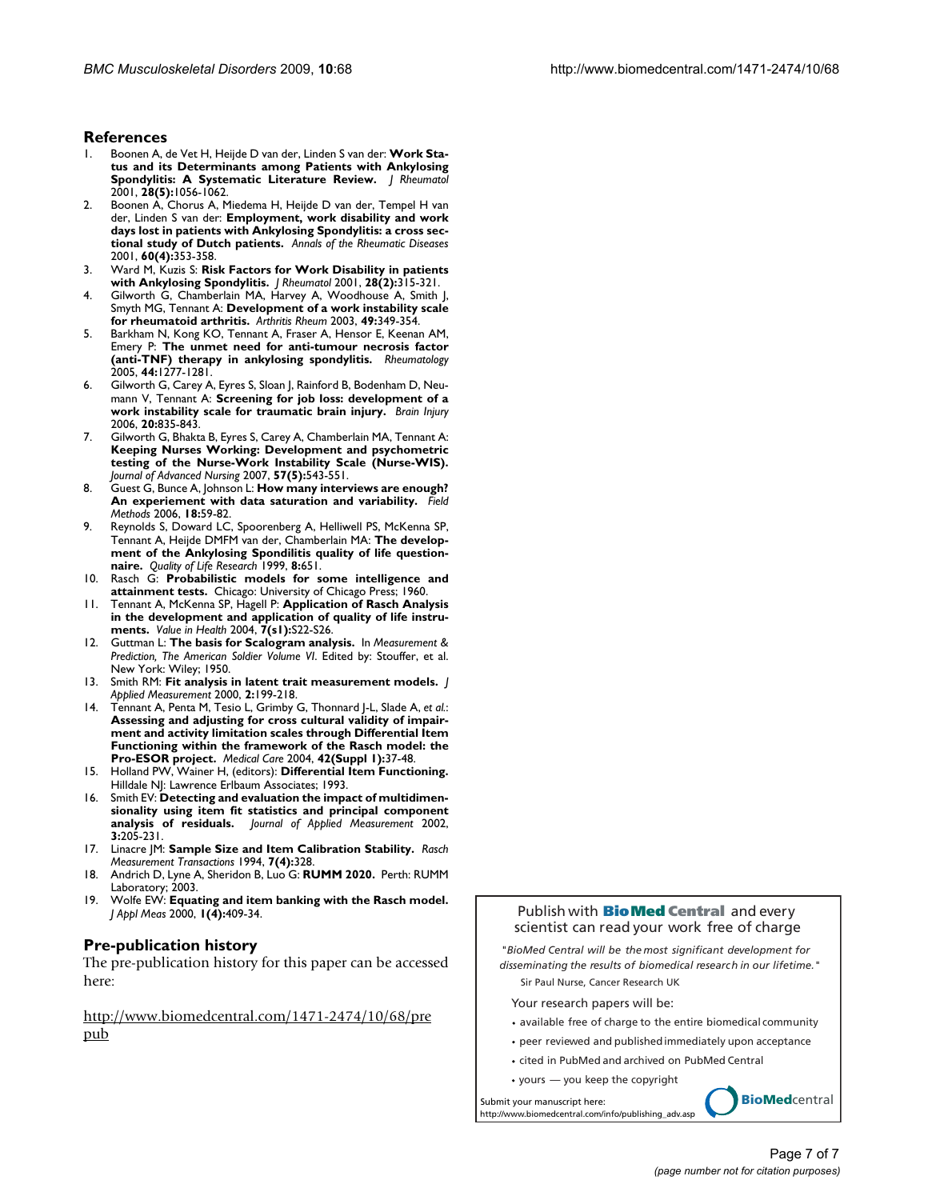## References

1. Boonen A, de Vet H, Heijde D van der, Linden S van der: **Work Status and its Determinants among Patients with Ankylosing Spondylitis: A Systematic Literature Review.** *J Rheumatol* 2001, **28(5):**1056-1062.
2. Boonen A, Chorus A, Miedema H, Heijde D van der, Tempel H van der, Linden S van der: **Employment, work disability and work days lost in patients with Ankylosing Spondylitis: a cross sectional study of Dutch patients.** *Annals of the Rheumatic Diseases* 2001, **60(4):**353-358.
3. Ward M, Kuzis S: **Risk Factors for Work Disability in patients with Ankylosing Spondylitis.** *J Rheumatol* 2001, **28(2):**315-321.
4. Gilworth G, Chamberlain MA, Harvey A, Woodhouse A, Smith J, Smyth MG, Tennant A: **Development of a work instability scale for rheumatoid arthritis.** *Arthritis Rheum* 2003, **49:**349-354.
5. Barkham N, Kong KO, Tennant A, Fraser A, Hensor E, Keenan AM, Emery P: **The unmet need for anti-tumour necrosis factor (anti-TNF) therapy in ankylosing spondylitis.** *Rheumatology* 2005, **44:**1277-1281.
6. Gilworth G, Carey A, Eyres S, Sloan J, Rainford B, Bodenham D, Neumann V, Tennant A: **Screening for job loss: development of a work instability scale for traumatic brain injury.** *Brain Injury* 2006, **20:**835-843.
7. Gilworth G, Bhakta B, Eyres S, Carey A, Chamberlain MA, Tennant A: **Keeping Nurses Working: Development and psychometric testing of the Nurse-Work Instability Scale (Nurse-WIS).** *Journal of Advanced Nursing* 2007, **57(5):**543-551.
8. Guest G, Bunce A, Johnson L: **How many interviews are enough? An experiement with data saturation and variability.** *Field Methods* 2006, **18:**59-82.
9. Reynolds S, Doward LC, Spoorenberg A, Helliwell PS, McKenna SP, Tennant A, Heijde DMFM van der, Chamberlain MA: **The development of the Ankylosing Spondilitis quality of life questionnaire.** *Quality of Life Research* 1999, **8:**651.
10. Rasch G: **Probabilistic models for some intelligence and attainment tests.** Chicago: University of Chicago Press; 1960.
11. Tennant A, McKenna SP, Hagell P: **Application of Rasch Analysis in the development and application of quality of life instruments.** *Value in Health* 2004, **7(s1):**S22-S26.
12. Guttman L: **The basis for Scalogram analysis.** In *Measurement & Prediction, The American Soldier Volume VI*. Edited by: Stouffer, et al. New York: Wiley; 1950.
13. Smith RM: **Fit analysis in latent trait measurement models.** *J Applied Measurement* 2000, **2:**199-218.
14. Tennant A, Penta M, Tesio L, Grimby G, Thonnard J-L, Slade A, *et al.*: **Assessing and adjusting for cross cultural validity of impairment and activity limitation scales through Differential Item Functioning within the framework of the Rasch model: the Pro-ESOR project.** *Medical Care* 2004, **42(Suppl 1):**37-48.
15. Holland PW, Wainer H, (editors): **Differential Item Functioning.** Hilldale NJ: Lawrence Erlbaum Associates; 1993.
16. Smith EV: **Detecting and evaluation the impact of multidimensionality using item fit statistics and principal component analysis of residuals.** *Journal of Applied Measurement* 2002, **3:**205-231.
17. Linacre JM: **Sample Size and Item Calibration Stability.** *Rasch Measurement Transactions* 1994, **7(4):**328.
18. Andrich D, Lyne A, Sheridon B, Luo G: **RUMM 2020.** Perth: RUMM Laboratory; 2003.
19. Wolfe EW: **Equating and item banking with the Rasch model.** *J Appl Meas* 2000, **1(4):**409-34.

## Pre-publication history

The pre-publication history for this paper can be accessed here:

http://www.biomedcentral.com/1471-2474/10/68/prepub

Publish with **BioMed Central** and every scientist can read your work free of charge

*"BioMed Central will be the most significant development for disseminating the results of biomedical research in our lifetime."*
Sir Paul Nurse, Cancer Research UK

Your research papers will be:

- available free of charge to the entire biomedical community
- peer reviewed and published immediately upon acceptance
- cited in PubMed and archived on PubMed Central
- yours — you keep the copyright

Submit your manuscript here:
http://www.biomedcentral.com/info/publishing_adv.asp

BioMedcentral